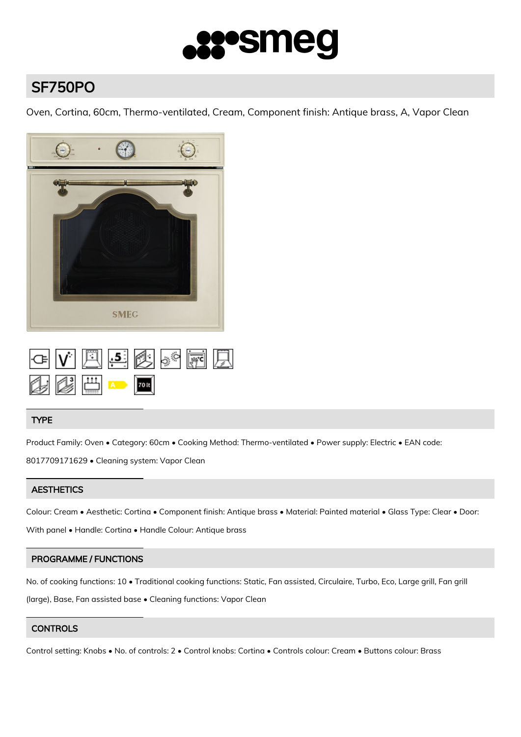# SF750PO

Oven, Cortina, 60cm, Thermo-ventilated, Cream, Component finish: Antique brass, A, Vapor Clean

## TYPE

Product Family: Oven • Category: 60cm • Cooking Method: Thermo-ventilated • Power supply: Electric • EAN code: 8017709171629 • Cleaning system: Vapor Clean

## AESTHETICS

Colour: Cream • Aesthetic: Cortina • Component finish: Antique brass • Material: Painted material • Glass Type: Clear • Door: With panel • Handle: Cortina • Handle Colour: Antique brass

## PROGRAMME / FUNCTIONS

No. of cooking functions: 10 • Traditional cooking functions: Static, Fan assisted, Circulaire, Turbo, Eco, Large grill, Fan grill (large), Base, Fan assisted base • Cleaning functions: Vapor Clean

## CONTROLS

Control setting: Knobs • No. of controls: 2 • Control knobs: Cortina • Controls colour: Cream • Buttons colour: Brass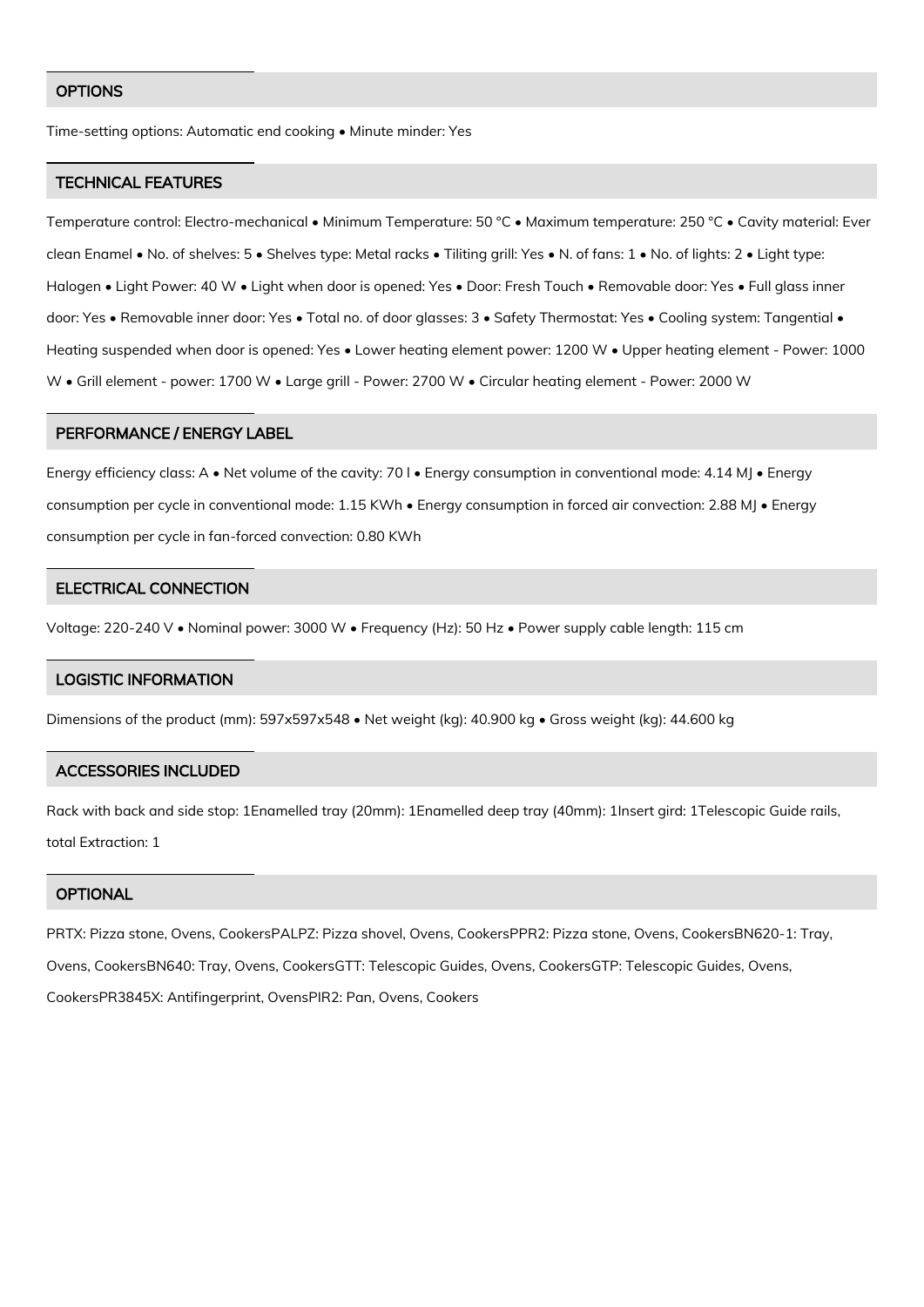## OPTIONS

Time-setting options: Automatic end cooking • Minute minder: Yes

## TECHNICAL FEATURES

Temperature control: Electro-mechanical • Minimum Temperature: 50 °C • Maximum temperature: 250 °C • Cavity material: Ever clean Enamel • No. of shelves: 5 • Shelves type: Metal racks • Tiliting grill: Yes • N. of fans: 1 • No. of lights: 2 • Light type: Halogen • Light Power: 40 W • Light when door is opened: Yes • Door: Fresh Touch • Removable door: Yes • Full glass inner door: Yes • Removable inner door: Yes • Total no. of door glasses: 3 • Safety Thermostat: Yes • Cooling system: Tangential • Heating suspended when door is opened: Yes • Lower heating element power: 1200 W • Upper heating element - Power: 1000 W • Grill element - power: 1700 W • Large grill - Power: 2700 W • Circular heating element - Power: 2000 W

## PERFORMANCE / ENERGY LABEL

Energy efficiency class: A • Net volume of the cavity: 70 l • Energy consumption in conventional mode: 4.14 MJ • Energy consumption per cycle in conventional mode: 1.15 KWh • Energy consumption in forced air convection: 2.88 MJ • Energy consumption per cycle in fan-forced convection: 0.80 KWh

## ELECTRICAL CONNECTION

Voltage: 220-240 V • Nominal power: 3000 W • Frequency (Hz): 50 Hz • Power supply cable length: 115 cm

## LOGISTIC INFORMATION

Dimensions of the product (mm): 597x597x548 • Net weight (kg): 40.900 kg • Gross weight (kg): 44.600 kg

## ACCESSORIES INCLUDED

Rack with back and side stop: 1Enamelled tray (20mm): 1Enamelled deep tray (40mm): 1Insert gird: 1Telescopic Guide rails, total Extraction: 1

## OPTIONAL

PRTX: Pizza stone, Ovens, CookersPALPZ: Pizza shovel, Ovens, CookersPPR2: Pizza stone, Ovens, CookersBN620-1: Tray, Ovens, CookersBN640: Tray, Ovens, CookersGTT: Telescopic Guides, Ovens, CookersGTP: Telescopic Guides, Ovens, CookersPR3845X: Antifingerprint, OvensPIR2: Pan, Ovens, Cookers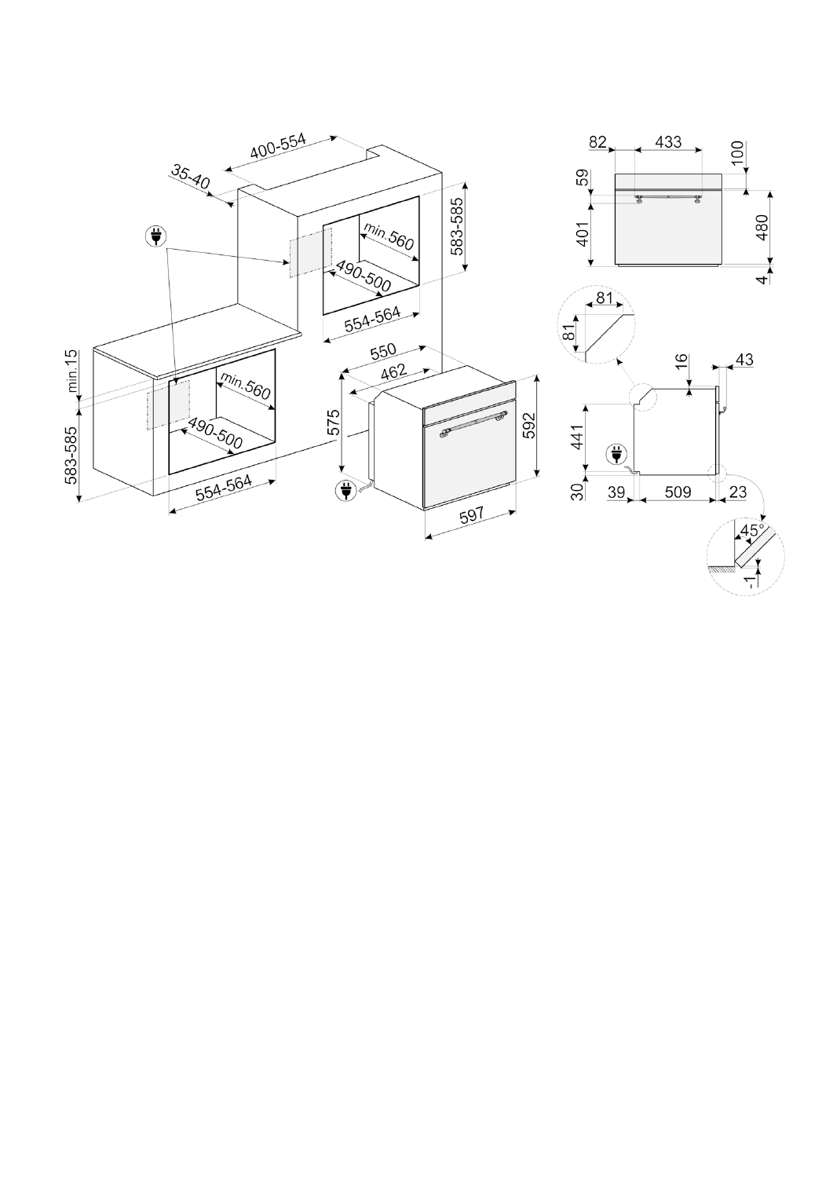400-554

35-40

583-585

min.560

490-500

554-564

min.15

583-585

min.560

490-500

554-564

550

462

575

592

597

82

433

100

59

401

480

4

81

81

16

43

441

30

39

509

23

45°

-1